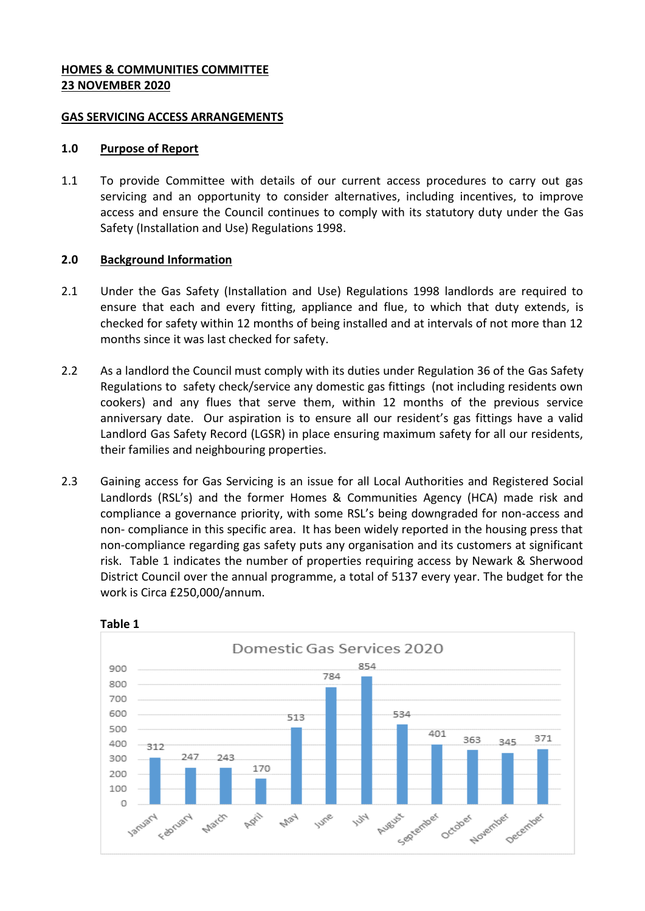**HOMES & COMMUNITIES COMMITTEE**
**23 NOVEMBER 2020**

**GAS SERVICING ACCESS ARRANGEMENTS**

## 1.0 Purpose of Report

1.1 To provide Committee with details of our current access procedures to carry out gas servicing and an opportunity to consider alternatives, including incentives, to improve access and ensure the Council continues to comply with its statutory duty under the Gas Safety (Installation and Use) Regulations 1998.

## 2.0 Background Information

2.1 Under the Gas Safety (Installation and Use) Regulations 1998 landlords are required to ensure that each and every fitting, appliance and flue, to which that duty extends, is checked for safety within 12 months of being installed and at intervals of not more than 12 months since it was last checked for safety.

2.2 As a landlord the Council must comply with its duties under Regulation 36 of the Gas Safety Regulations to safety check/service any domestic gas fittings (not including residents own cookers) and any flues that serve them, within 12 months of the previous service anniversary date. Our aspiration is to ensure all our resident's gas fittings have a valid Landlord Gas Safety Record (LGSR) in place ensuring maximum safety for all our residents, their families and neighbouring properties.

2.3 Gaining access for Gas Servicing is an issue for all Local Authorities and Registered Social Landlords (RSL's) and the former Homes & Communities Agency (HCA) made risk and compliance a governance priority, with some RSL's being downgraded for non-access and non- compliance in this specific area. It has been widely reported in the housing press that non-compliance regarding gas safety puts any organisation and its customers at significant risk. Table 1 indicates the number of properties requiring access by Newark & Sherwood District Council over the annual programme, a total of 5137 every year. The budget for the work is Circa £250,000/annum.

**Table 1**

Domestic Gas Services 2020

| Month | Number |
|---|---|
| January | 312 |
| February | 247 |
| March | 243 |
| April | 170 |
| May | 513 |
| June | 784 |
| July | 854 |
| August | 534 |
| September | 401 |
| October | 363 |
| November | 345 |
| December | 371 |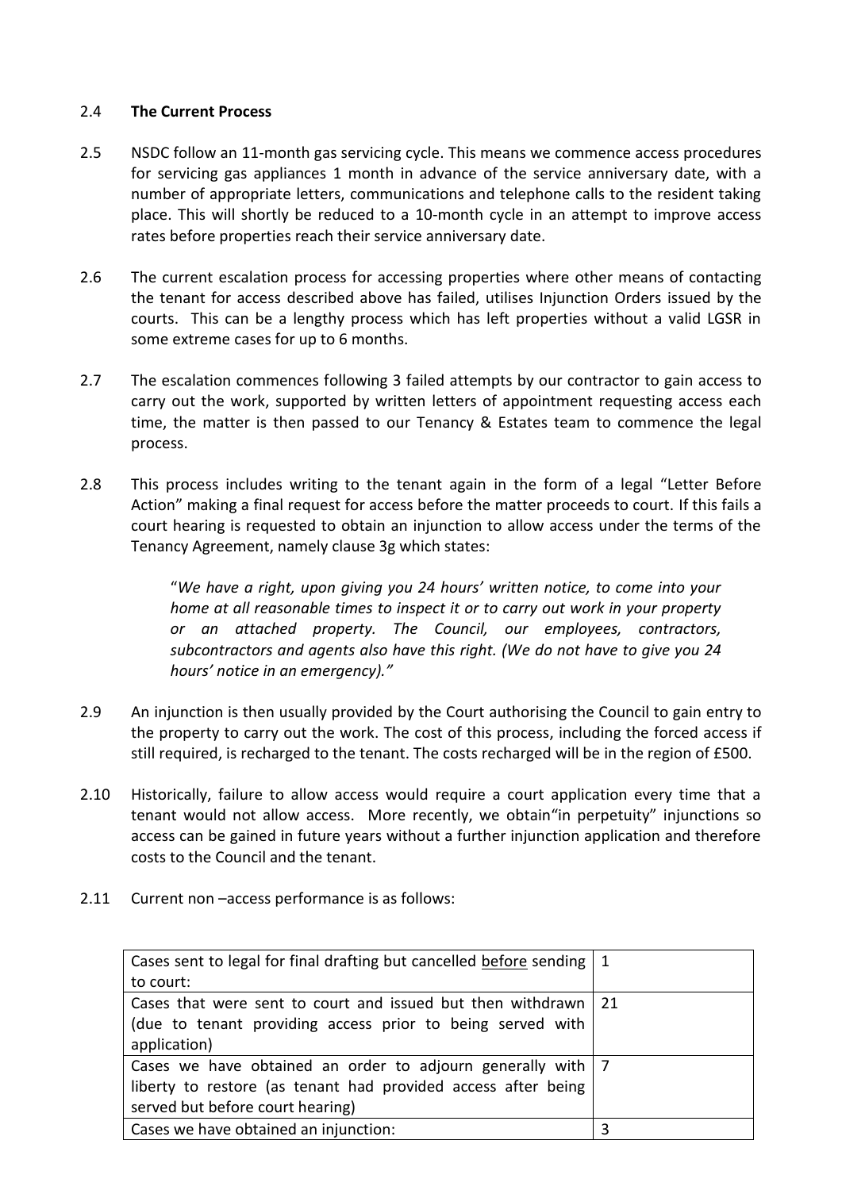2.4 **The Current Process**

2.5 NSDC follow an 11-month gas servicing cycle. This means we commence access procedures for servicing gas appliances 1 month in advance of the service anniversary date, with a number of appropriate letters, communications and telephone calls to the resident taking place. This will shortly be reduced to a 10-month cycle in an attempt to improve access rates before properties reach their service anniversary date.

2.6 The current escalation process for accessing properties where other means of contacting the tenant for access described above has failed, utilises Injunction Orders issued by the courts. This can be a lengthy process which has left properties without a valid LGSR in some extreme cases for up to 6 months.

2.7 The escalation commences following 3 failed attempts by our contractor to gain access to carry out the work, supported by written letters of appointment requesting access each time, the matter is then passed to our Tenancy & Estates team to commence the legal process.

2.8 This process includes writing to the tenant again in the form of a legal "Letter Before Action" making a final request for access before the matter proceeds to court. If this fails a court hearing is requested to obtain an injunction to allow access under the terms of the Tenancy Agreement, namely clause 3g which states:

> "*We have a right, upon giving you 24 hours' written notice, to come into your home at all reasonable times to inspect it or to carry out work in your property or an attached property. The Council, our employees, contractors, subcontractors and agents also have this right. (We do not have to give you 24 hours' notice in an emergency)."*

2.9 An injunction is then usually provided by the Court authorising the Council to gain entry to the property to carry out the work. The cost of this process, including the forced access if still required, is recharged to the tenant. The costs recharged will be in the region of £500.

2.10 Historically, failure to allow access would require a court application every time that a tenant would not allow access. More recently, we obtain"in perpetuity" injunctions so access can be gained in future years without a further injunction application and therefore costs to the Council and the tenant.

2.11 Current non –access performance is as follows:

| | |
|---|---|
| Cases sent to legal for final drafting but cancelled <u>before</u> sending to court: | 1 |
| Cases that were sent to court and issued but then withdrawn (due to tenant providing access prior to being served with application) | 21 |
| Cases we have obtained an order to adjourn generally with liberty to restore (as tenant had provided access after being served but before court hearing) | 7 |
| Cases we have obtained an injunction: | 3 |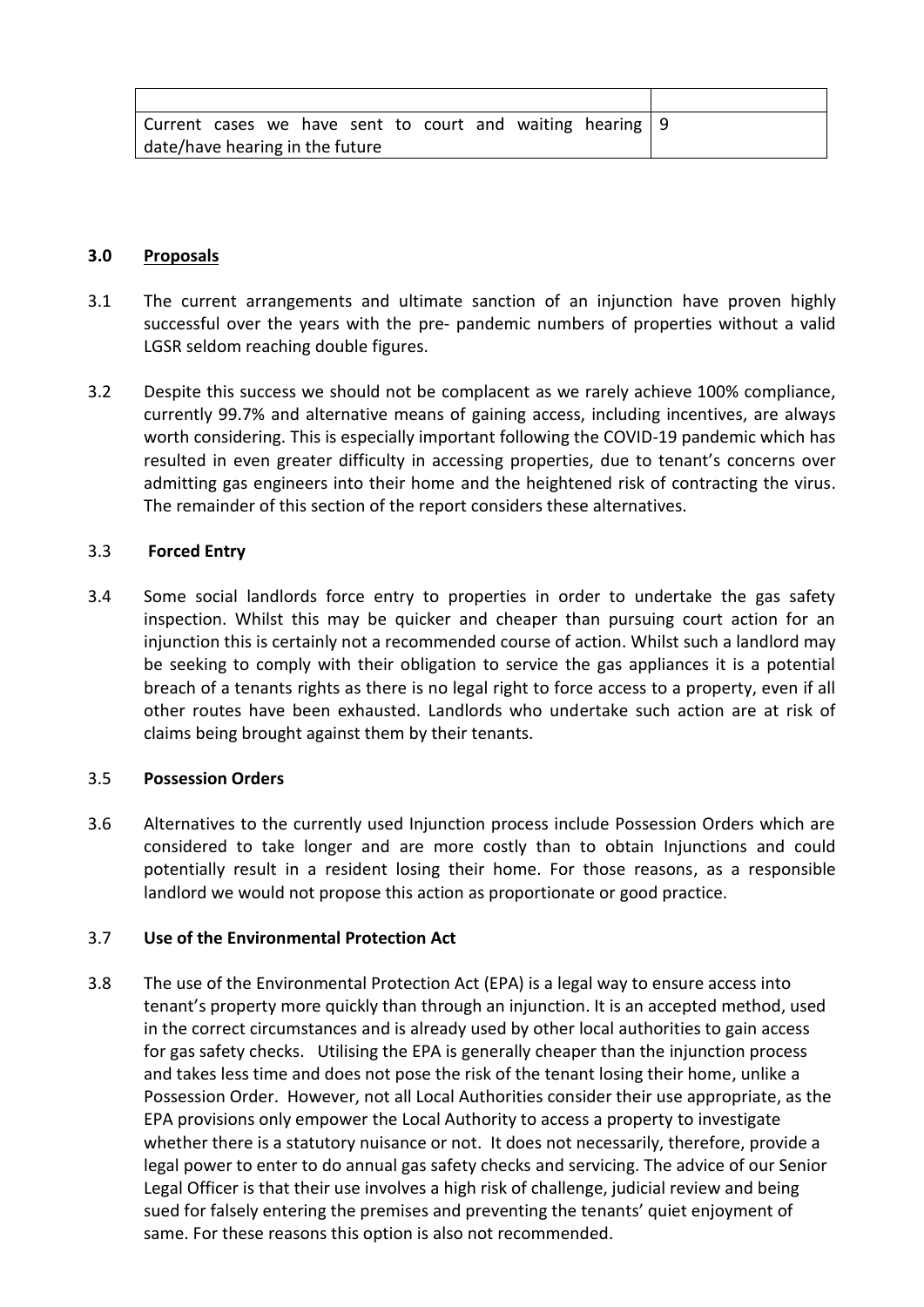| | |
|---|---|
| Current cases we have sent to court and waiting hearing date/have hearing in the future | 9 |

## 3.0 Proposals

3.1 The current arrangements and ultimate sanction of an injunction have proven highly successful over the years with the pre- pandemic numbers of properties without a valid LGSR seldom reaching double figures.

3.2 Despite this success we should not be complacent as we rarely achieve 100% compliance, currently 99.7% and alternative means of gaining access, including incentives, are always worth considering. This is especially important following the COVID-19 pandemic which has resulted in even greater difficulty in accessing properties, due to tenant's concerns over admitting gas engineers into their home and the heightened risk of contracting the virus. The remainder of this section of the report considers these alternatives.

3.3 **Forced Entry**

3.4 Some social landlords force entry to properties in order to undertake the gas safety inspection. Whilst this may be quicker and cheaper than pursuing court action for an injunction this is certainly not a recommended course of action. Whilst such a landlord may be seeking to comply with their obligation to service the gas appliances it is a potential breach of a tenants rights as there is no legal right to force access to a property, even if all other routes have been exhausted. Landlords who undertake such action are at risk of claims being brought against them by their tenants.

3.5 **Possession Orders**

3.6 Alternatives to the currently used Injunction process include Possession Orders which are considered to take longer and are more costly than to obtain Injunctions and could potentially result in a resident losing their home. For those reasons, as a responsible landlord we would not propose this action as proportionate or good practice.

3.7 **Use of the Environmental Protection Act**

3.8 The use of the Environmental Protection Act (EPA) is a legal way to ensure access into tenant's property more quickly than through an injunction. It is an accepted method, used in the correct circumstances and is already used by other local authorities to gain access for gas safety checks. Utilising the EPA is generally cheaper than the injunction process and takes less time and does not pose the risk of the tenant losing their home, unlike a Possession Order. However, not all Local Authorities consider their use appropriate, as the EPA provisions only empower the Local Authority to access a property to investigate whether there is a statutory nuisance or not. It does not necessarily, therefore, provide a legal power to enter to do annual gas safety checks and servicing. The advice of our Senior Legal Officer is that their use involves a high risk of challenge, judicial review and being sued for falsely entering the premises and preventing the tenants' quiet enjoyment of same. For these reasons this option is also not recommended.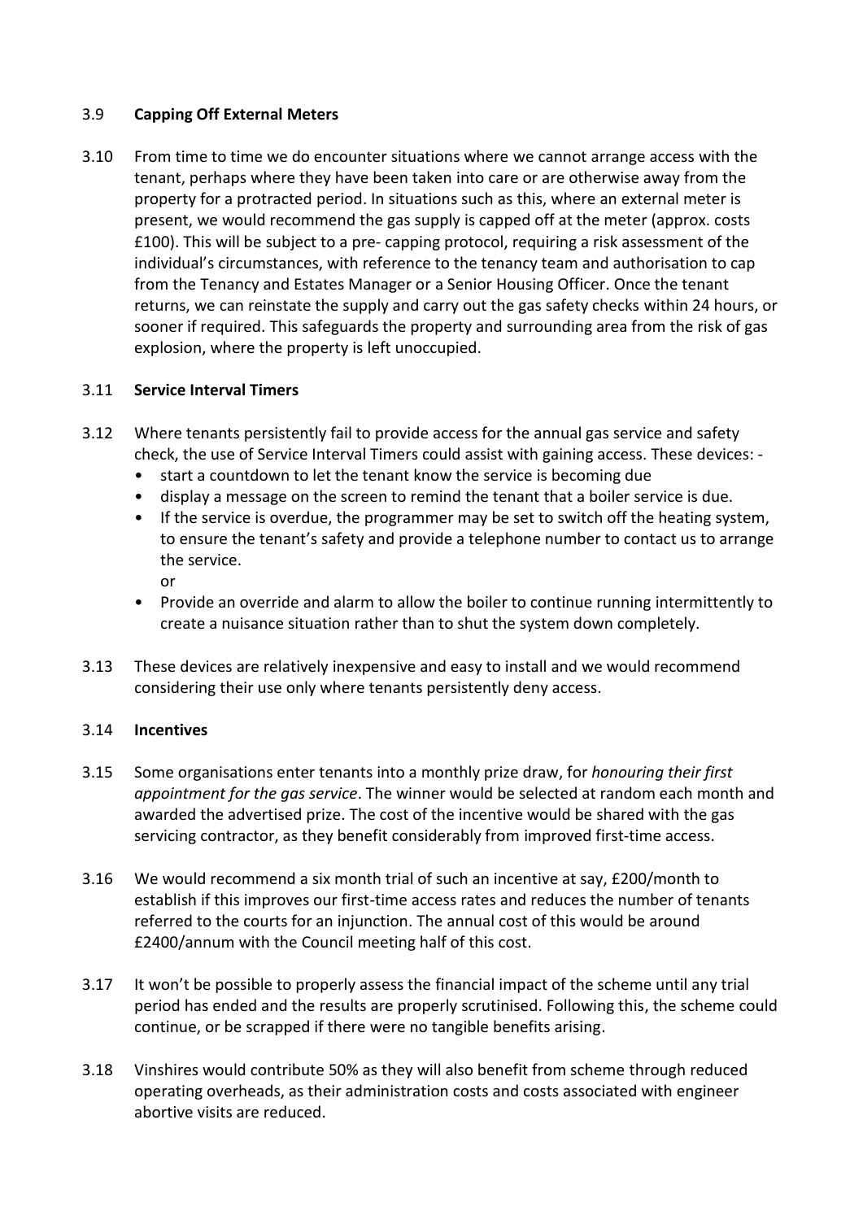3.9 **Capping Off External Meters**

3.10 From time to time we do encounter situations where we cannot arrange access with the tenant, perhaps where they have been taken into care or are otherwise away from the property for a protracted period. In situations such as this, where an external meter is present, we would recommend the gas supply is capped off at the meter (approx. costs £100). This will be subject to a pre- capping protocol, requiring a risk assessment of the individual's circumstances, with reference to the tenancy team and authorisation to cap from the Tenancy and Estates Manager or a Senior Housing Officer. Once the tenant returns, we can reinstate the supply and carry out the gas safety checks within 24 hours, or sooner if required. This safeguards the property and surrounding area from the risk of gas explosion, where the property is left unoccupied.

3.11 **Service Interval Timers**

3.12 Where tenants persistently fail to provide access for the annual gas service and safety check, the use of Service Interval Timers could assist with gaining access. These devices: -

- start a countdown to let the tenant know the service is becoming due
- display a message on the screen to remind the tenant that a boiler service is due.
- If the service is overdue, the programmer may be set to switch off the heating system, to ensure the tenant's safety and provide a telephone number to contact us to arrange the service.

  or
- Provide an override and alarm to allow the boiler to continue running intermittently to create a nuisance situation rather than to shut the system down completely.

3.13 These devices are relatively inexpensive and easy to install and we would recommend considering their use only where tenants persistently deny access.

3.14 **Incentives**

3.15 Some organisations enter tenants into a monthly prize draw, for *honouring their first appointment for the gas service*. The winner would be selected at random each month and awarded the advertised prize. The cost of the incentive would be shared with the gas servicing contractor, as they benefit considerably from improved first-time access.

3.16 We would recommend a six month trial of such an incentive at say, £200/month to establish if this improves our first-time access rates and reduces the number of tenants referred to the courts for an injunction. The annual cost of this would be around £2400/annum with the Council meeting half of this cost.

3.17 It won't be possible to properly assess the financial impact of the scheme until any trial period has ended and the results are properly scrutinised. Following this, the scheme could continue, or be scrapped if there were no tangible benefits arising.

3.18 Vinshires would contribute 50% as they will also benefit from scheme through reduced operating overheads, as their administration costs and costs associated with engineer abortive visits are reduced.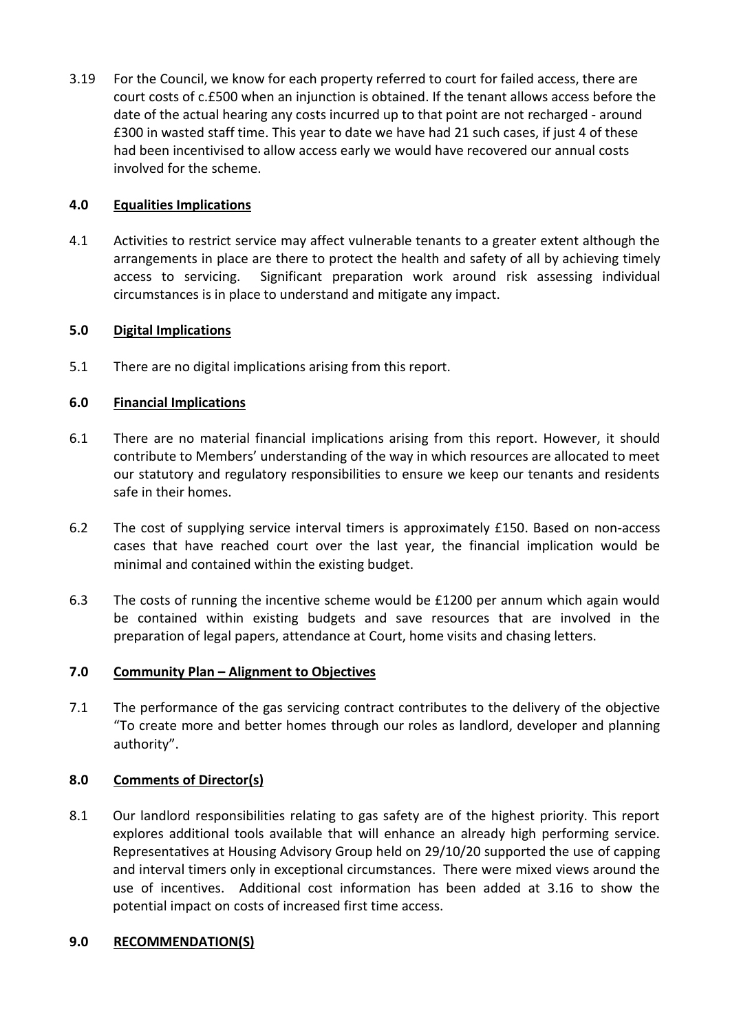3.19 For the Council, we know for each property referred to court for failed access, there are court costs of c.£500 when an injunction is obtained. If the tenant allows access before the date of the actual hearing any costs incurred up to that point are not recharged - around £300 in wasted staff time. This year to date we have had 21 such cases, if just 4 of these had been incentivised to allow access early we would have recovered our annual costs involved for the scheme.

## 4.0 Equalities Implications

4.1 Activities to restrict service may affect vulnerable tenants to a greater extent although the arrangements in place are there to protect the health and safety of all by achieving timely access to servicing. Significant preparation work around risk assessing individual circumstances is in place to understand and mitigate any impact.

## 5.0 Digital Implications

5.1 There are no digital implications arising from this report.

## 6.0 Financial Implications

6.1 There are no material financial implications arising from this report. However, it should contribute to Members' understanding of the way in which resources are allocated to meet our statutory and regulatory responsibilities to ensure we keep our tenants and residents safe in their homes.

6.2 The cost of supplying service interval timers is approximately £150. Based on non-access cases that have reached court over the last year, the financial implication would be minimal and contained within the existing budget.

6.3 The costs of running the incentive scheme would be £1200 per annum which again would be contained within existing budgets and save resources that are involved in the preparation of legal papers, attendance at Court, home visits and chasing letters.

## 7.0 Community Plan – Alignment to Objectives

7.1 The performance of the gas servicing contract contributes to the delivery of the objective "To create more and better homes through our roles as landlord, developer and planning authority".

## 8.0 Comments of Director(s)

8.1 Our landlord responsibilities relating to gas safety are of the highest priority. This report explores additional tools available that will enhance an already high performing service. Representatives at Housing Advisory Group held on 29/10/20 supported the use of capping and interval timers only in exceptional circumstances. There were mixed views around the use of incentives. Additional cost information has been added at 3.16 to show the potential impact on costs of increased first time access.

## 9.0 RECOMMENDATION(S)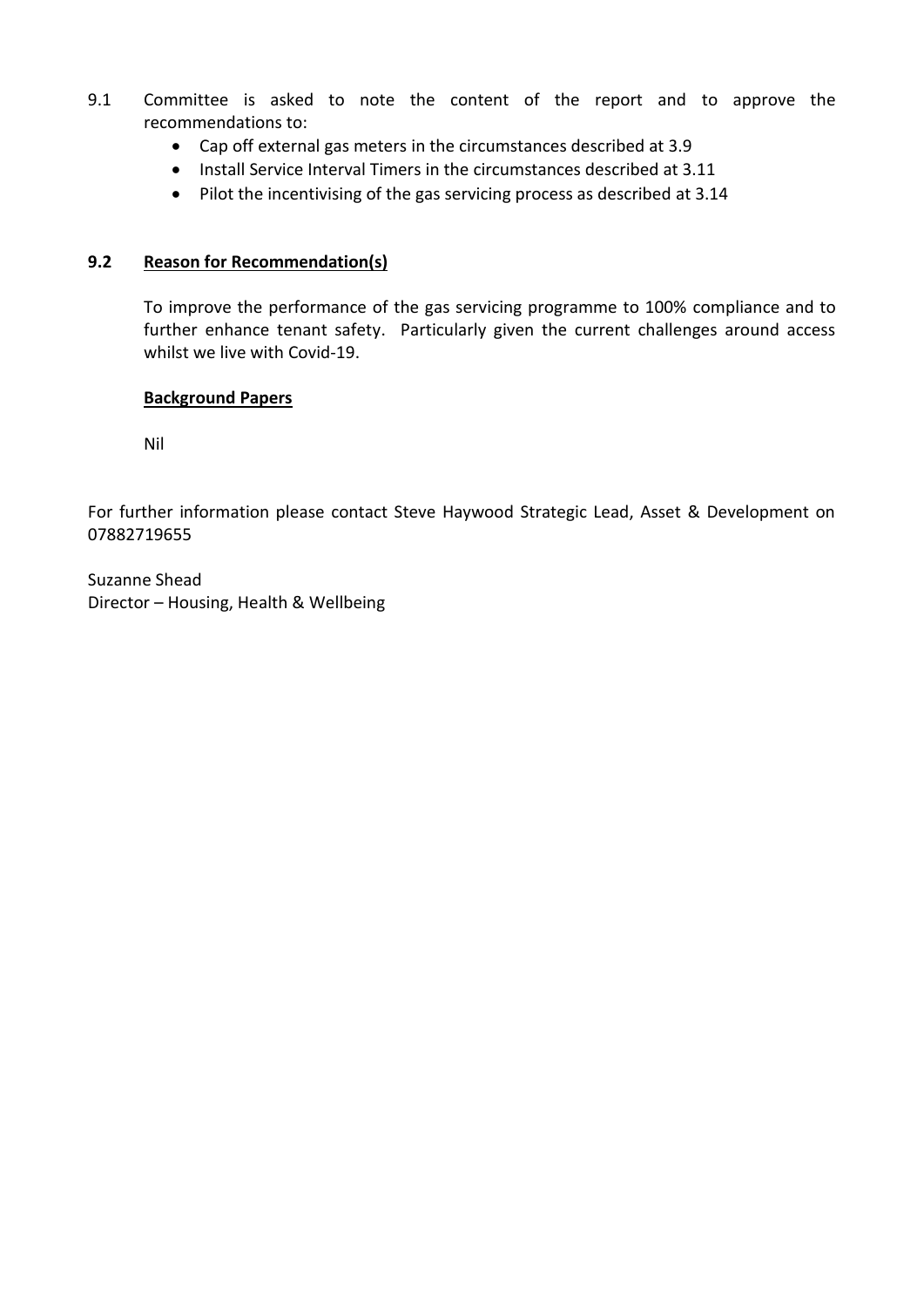9.1 Committee is asked to note the content of the report and to approve the recommendations to:

- Cap off external gas meters in the circumstances described at 3.9
- Install Service Interval Timers in the circumstances described at 3.11
- Pilot the incentivising of the gas servicing process as described at 3.14

**9.2 <u>Reason for Recommendation(s)</u>**

To improve the performance of the gas servicing programme to 100% compliance and to further enhance tenant safety. Particularly given the current challenges around access whilst we live with Covid-19.

**<u>Background Papers</u>**

Nil

For further information please contact Steve Haywood Strategic Lead, Asset & Development on 07882719655

Suzanne Shead
Director – Housing, Health & Wellbeing